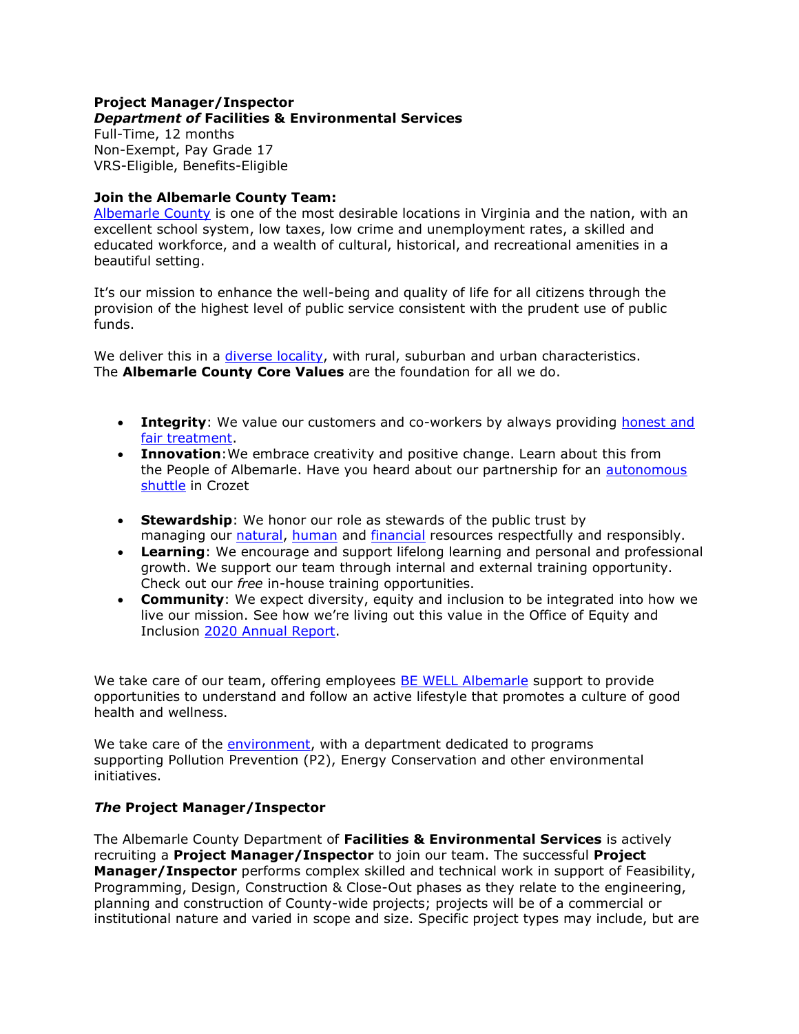**Project Manager/Inspector**
***Department of* Facilities & Environmental Services**
Full-Time, 12 months
Non-Exempt, Pay Grade 17
VRS-Eligible, Benefits-Eligible

**Join the Albemarle County Team:**
Albemarle County is one of the most desirable locations in Virginia and the nation, with an excellent school system, low taxes, low crime and unemployment rates, a skilled and educated workforce, and a wealth of cultural, historical, and recreational amenities in a beautiful setting.

It's our mission to enhance the well-being and quality of life for all citizens through the provision of the highest level of public service consistent with the prudent use of public funds.

We deliver this in a diverse locality, with rural, suburban and urban characteristics. The **Albemarle County Core Values** are the foundation for all we do.

- **Integrity**: We value our customers and co-workers by always providing honest and fair treatment.
- **Innovation**: We embrace creativity and positive change. Learn about this from the People of Albemarle. Have you heard about our partnership for an autonomous shuttle in Crozet
- **Stewardship**: We honor our role as stewards of the public trust by managing our natural, human and financial resources respectfully and responsibly.
- **Learning**: We encourage and support lifelong learning and personal and professional growth. We support our team through internal and external training opportunity. Check out our *free* in-house training opportunities.
- **Community**: We expect diversity, equity and inclusion to be integrated into how we live our mission. See how we're living out this value in the Office of Equity and Inclusion 2020 Annual Report.

We take care of our team, offering employees BE WELL Albemarle support to provide opportunities to understand and follow an active lifestyle that promotes a culture of good health and wellness.

We take care of the environment, with a department dedicated to programs supporting Pollution Prevention (P2), Energy Conservation and other environmental initiatives.

***The* Project Manager/Inspector**

The Albemarle County Department of **Facilities & Environmental Services** is actively recruiting a **Project Manager/Inspector** to join our team. The successful **Project Manager/Inspector** performs complex skilled and technical work in support of Feasibility, Programming, Design, Construction & Close-Out phases as they relate to the engineering, planning and construction of County-wide projects; projects will be of a commercial or institutional nature and varied in scope and size. Specific project types may include, but are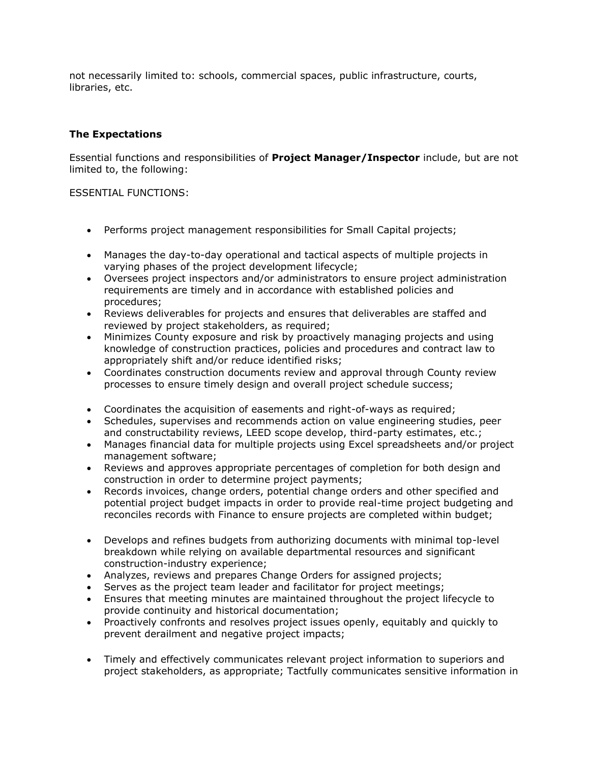not necessarily limited to: schools, commercial spaces, public infrastructure, courts, libraries, etc.

### The Expectations

Essential functions and responsibilities of **Project Manager/Inspector** include, but are not limited to, the following:

ESSENTIAL FUNCTIONS:

- Performs project management responsibilities for Small Capital projects;
- Manages the day-to-day operational and tactical aspects of multiple projects in varying phases of the project development lifecycle;
- Oversees project inspectors and/or administrators to ensure project administration requirements are timely and in accordance with established policies and procedures;
- Reviews deliverables for projects and ensures that deliverables are staffed and reviewed by project stakeholders, as required;
- Minimizes County exposure and risk by proactively managing projects and using knowledge of construction practices, policies and procedures and contract law to appropriately shift and/or reduce identified risks;
- Coordinates construction documents review and approval through County review processes to ensure timely design and overall project schedule success;
- Coordinates the acquisition of easements and right-of-ways as required;
- Schedules, supervises and recommends action on value engineering studies, peer and constructability reviews, LEED scope develop, third-party estimates, etc.;
- Manages financial data for multiple projects using Excel spreadsheets and/or project management software;
- Reviews and approves appropriate percentages of completion for both design and construction in order to determine project payments;
- Records invoices, change orders, potential change orders and other specified and potential project budget impacts in order to provide real-time project budgeting and reconciles records with Finance to ensure projects are completed within budget;
- Develops and refines budgets from authorizing documents with minimal top-level breakdown while relying on available departmental resources and significant construction-industry experience;
- Analyzes, reviews and prepares Change Orders for assigned projects;
- Serves as the project team leader and facilitator for project meetings;
- Ensures that meeting minutes are maintained throughout the project lifecycle to provide continuity and historical documentation;
- Proactively confronts and resolves project issues openly, equitably and quickly to prevent derailment and negative project impacts;
- Timely and effectively communicates relevant project information to superiors and project stakeholders, as appropriate; Tactfully communicates sensitive information in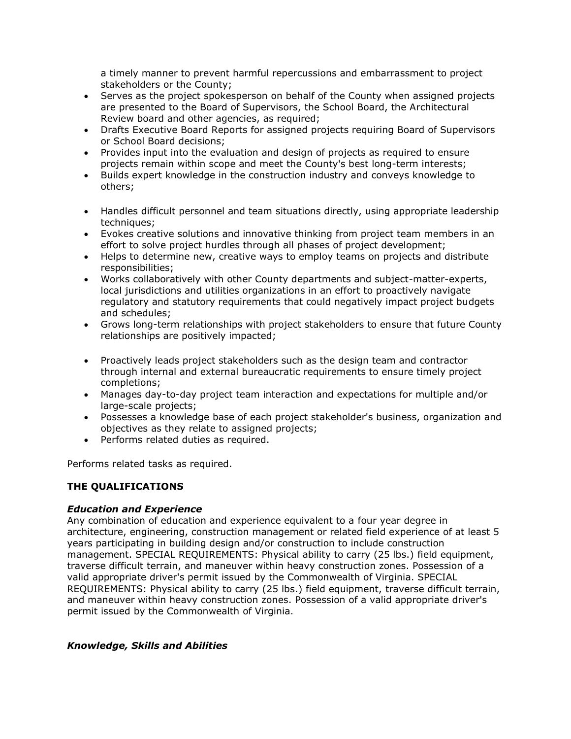a timely manner to prevent harmful repercussions and embarrassment to project stakeholders or the County;

- Serves as the project spokesperson on behalf of the County when assigned projects are presented to the Board of Supervisors, the School Board, the Architectural Review board and other agencies, as required;
- Drafts Executive Board Reports for assigned projects requiring Board of Supervisors or School Board decisions;
- Provides input into the evaluation and design of projects as required to ensure projects remain within scope and meet the County's best long-term interests;
- Builds expert knowledge in the construction industry and conveys knowledge to others;

- Handles difficult personnel and team situations directly, using appropriate leadership techniques;
- Evokes creative solutions and innovative thinking from project team members in an effort to solve project hurdles through all phases of project development;
- Helps to determine new, creative ways to employ teams on projects and distribute responsibilities;
- Works collaboratively with other County departments and subject-matter-experts, local jurisdictions and utilities organizations in an effort to proactively navigate regulatory and statutory requirements that could negatively impact project budgets and schedules;
- Grows long-term relationships with project stakeholders to ensure that future County relationships are positively impacted;

- Proactively leads project stakeholders such as the design team and contractor through internal and external bureaucratic requirements to ensure timely project completions;
- Manages day-to-day project team interaction and expectations for multiple and/or large-scale projects;
- Possesses a knowledge base of each project stakeholder's business, organization and objectives as they relate to assigned projects;
- Performs related duties as required.

Performs related tasks as required.

## THE QUALIFICATIONS

### *Education and Experience*

Any combination of education and experience equivalent to a four year degree in architecture, engineering, construction management or related field experience of at least 5 years participating in building design and/or construction to include construction management. SPECIAL REQUIREMENTS: Physical ability to carry (25 lbs.) field equipment, traverse difficult terrain, and maneuver within heavy construction zones. Possession of a valid appropriate driver's permit issued by the Commonwealth of Virginia. SPECIAL REQUIREMENTS: Physical ability to carry (25 lbs.) field equipment, traverse difficult terrain, and maneuver within heavy construction zones. Possession of a valid appropriate driver's permit issued by the Commonwealth of Virginia.

### *Knowledge, Skills and Abilities*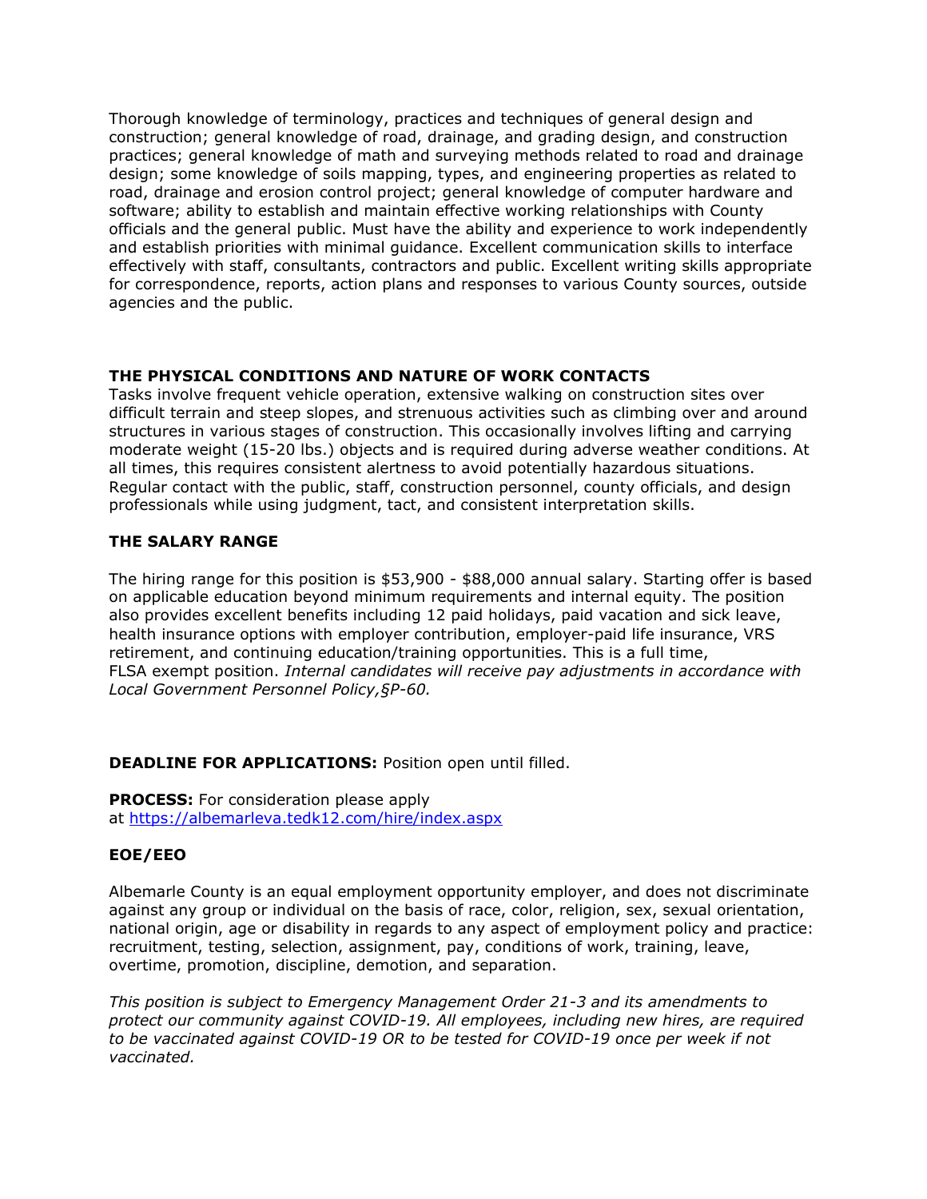Thorough knowledge of terminology, practices and techniques of general design and construction; general knowledge of road, drainage, and grading design, and construction practices; general knowledge of math and surveying methods related to road and drainage design; some knowledge of soils mapping, types, and engineering properties as related to road, drainage and erosion control project; general knowledge of computer hardware and software; ability to establish and maintain effective working relationships with County officials and the general public. Must have the ability and experience to work independently and establish priorities with minimal guidance. Excellent communication skills to interface effectively with staff, consultants, contractors and public. Excellent writing skills appropriate for correspondence, reports, action plans and responses to various County sources, outside agencies and the public.

**THE PHYSICAL CONDITIONS AND NATURE OF WORK CONTACTS**

Tasks involve frequent vehicle operation, extensive walking on construction sites over difficult terrain and steep slopes, and strenuous activities such as climbing over and around structures in various stages of construction. This occasionally involves lifting and carrying moderate weight (15-20 lbs.) objects and is required during adverse weather conditions. At all times, this requires consistent alertness to avoid potentially hazardous situations. Regular contact with the public, staff, construction personnel, county officials, and design professionals while using judgment, tact, and consistent interpretation skills.

**THE SALARY RANGE**

The hiring range for this position is $53,900 - $88,000 annual salary. Starting offer is based on applicable education beyond minimum requirements and internal equity. The position also provides excellent benefits including 12 paid holidays, paid vacation and sick leave, health insurance options with employer contribution, employer-paid life insurance, VRS retirement, and continuing education/training opportunities. This is a full time, FLSA exempt position. *Internal candidates will receive pay adjustments in accordance with Local Government Personnel Policy,§P-60.*

**DEADLINE FOR APPLICATIONS:** Position open until filled.

**PROCESS:** For consideration please apply at https://albemarleva.tedk12.com/hire/index.aspx

**EOE/EEO**

Albemarle County is an equal employment opportunity employer, and does not discriminate against any group or individual on the basis of race, color, religion, sex, sexual orientation, national origin, age or disability in regards to any aspect of employment policy and practice: recruitment, testing, selection, assignment, pay, conditions of work, training, leave, overtime, promotion, discipline, demotion, and separation.

*This position is subject to Emergency Management Order 21-3 and its amendments to protect our community against COVID-19. All employees, including new hires, are required to be vaccinated against COVID-19 OR to be tested for COVID-19 once per week if not vaccinated.*